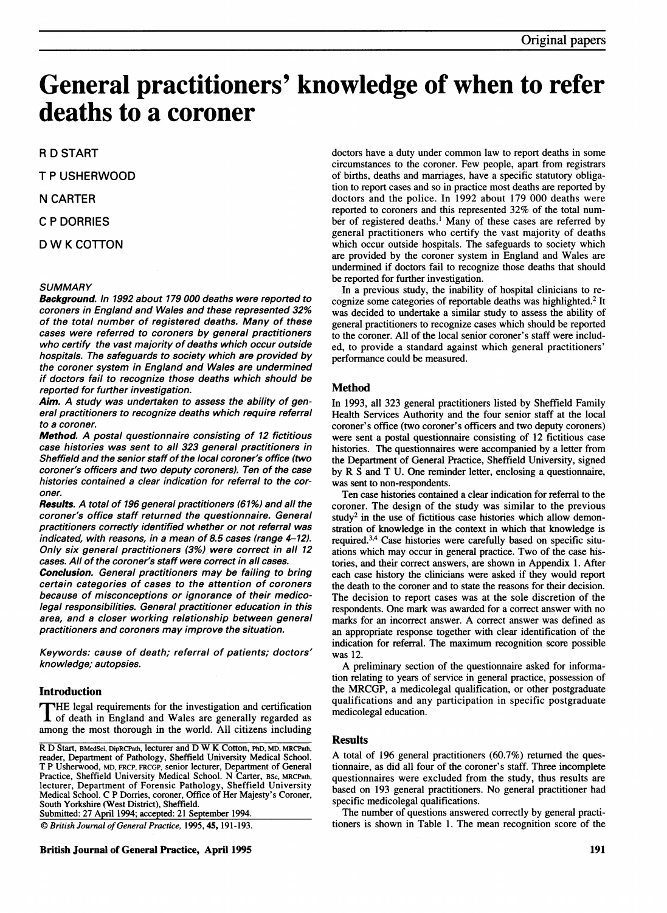# General practitioners' knowledge of when to refer deaths to a coroner

R D START

T P USHERWOOD

N CARTER

C P DORRIES

D W K COTTON

### SUMMARY

***Background.*** *In 1992 about 179 000 deaths were reported to coroners in England and Wales and these represented 32% of the total number of registered deaths. Many of these cases were referred to coroners by general practitioners who certify the vast majority of deaths which occur outside hospitals. The safeguards to society which are provided by the coroner system in England and Wales are undermined if doctors fail to recognize those deaths which should be reported for further investigation.*

***Aim.*** *A study was undertaken to assess the ability of general practitioners to recognize deaths which require referral to a coroner.*

***Method.*** *A postal questionnaire consisting of 12 fictitious case histories was sent to all 323 general practitioners in Sheffield and the senior staff of the local coroner's office (two coroner's officers and two deputy coroners). Ten of the case histories contained a clear indication for referral to the coroner.*

***Results.*** *A total of 196 general practitioners (61%) and all the coroner's office staff returned the questionnaire. General practitioners correctly identified whether or not referral was indicated, with reasons, in a mean of 8.5 cases (range 4–12). Only six general practitioners (3%) were correct in all 12 cases. All of the coroner's staff were correct in all cases.*

***Conclusion.*** *General practitioners may be failing to bring certain categories of cases to the attention of coroners because of misconceptions or ignorance of their medicolegal responsibilities. General practitioner education in this area, and a closer working relationship between general practitioners and coroners may improve the situation.*

*Keywords: cause of death; referral of patients; doctors' knowledge; autopsies.*

## Introduction

THE legal requirements for the investigation and certification of death in England and Wales are generally regarded as among the most thorough in the world. All citizens including doctors have a duty under common law to report deaths in some circumstances to the coroner. Few people, apart from registrars of births, deaths and marriages, have a specific statutory obligation to report cases and so in practice most deaths are reported by doctors and the police. In 1992 about 179 000 deaths were reported to coroners and this represented 32% of the total number of registered deaths.[1] Many of these cases are referred by general practitioners who certify the vast majority of deaths which occur outside hospitals. The safeguards to society which are provided by the coroner system in England and Wales are undermined if doctors fail to recognize those deaths that should be reported for further investigation.

In a previous study, the inability of hospital clinicians to recognize some categories of reportable deaths was highlighted.[2] It was decided to undertake a similar study to assess the ability of general practitioners to recognize cases which should be reported to the coroner. All of the local senior coroner's staff were included, to provide a standard against which general practitioners' performance could be measured.

## Method

In 1993, all 323 general practitioners listed by Sheffield Family Health Services Authority and the four senior staff at the local coroner's office (two coroner's officers and two deputy coroners) were sent a postal questionnaire consisting of 12 fictitious case histories. The questionnaires were accompanied by a letter from the Department of General Practice, Sheffield University, signed by R S and T U. One reminder letter, enclosing a questionnaire, was sent to non-respondents.

Ten case histories contained a clear indication for referral to the coroner. The design of the study was similar to the previous study[2] in the use of fictitious case histories which allow demonstration of knowledge in the context in which that knowledge is required.[3,4] Case histories were carefully based on specific situations which may occur in general practice. Two of the case histories, and their correct answers, are shown in Appendix 1. After each case history the clinicians were asked if they would report the death to the coroner and to state the reasons for their decision. The decision to report cases was at the sole discretion of the respondents. One mark was awarded for a correct answer with no marks for an incorrect answer. A correct answer was defined as an appropriate response together with clear identification of the indication for referral. The maximum recognition score possible was 12.

A preliminary section of the questionnaire asked for information relating to years of service in general practice, possession of the MRCGP, a medicolegal qualification, or other postgraduate qualifications and any participation in specific postgraduate medicolegal education.

## Results

A total of 196 general practitioners (60.7%) returned the questionnaire, as did all four of the coroner's staff. Three incomplete questionnaires were excluded from the study, thus results are based on 193 general practitioners. No general practitioner had specific medicolegal qualifications.

The number of questions answered correctly by general practitioners is shown in Table 1. The mean recognition score of the

R D Start, BMedSci, DipRCPath, lecturer and D W K Cotton, PhD, MD, MRCPath, reader, Department of Pathology, Sheffield University Medical School. T P Usherwood, MD, FRCP, FRCGP, senior lecturer, Department of General Practice, Sheffield University Medical School. N Carter, BSc, MRCPath, lecturer, Department of Forensic Pathology, Sheffield University Medical School. C P Dorries, coroner, Office of Her Majesty's Coroner, South Yorkshire (West District), Sheffield.
Submitted: 27 April 1994; accepted: 21 September 1994.

© *British Journal of General Practice*, 1995, **45**, 191-193.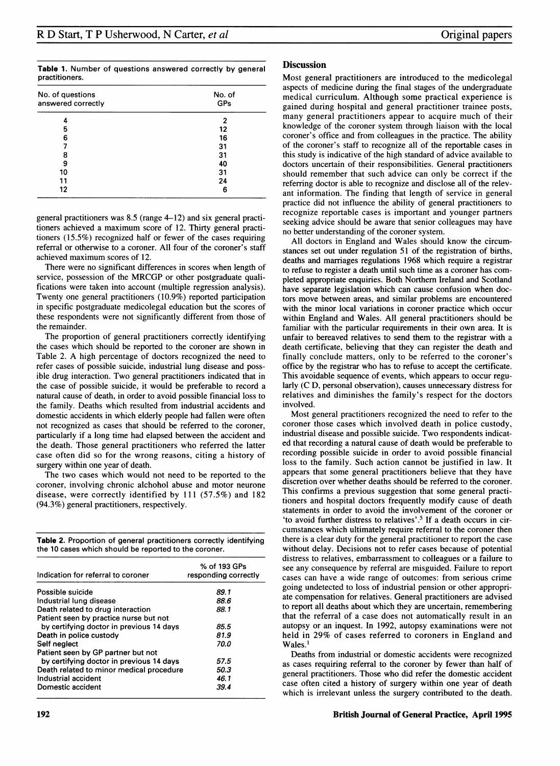**Table 1.** Number of questions answered correctly by general practitioners.

| No. of questions answered correctly | No. of GPs |
|---|---|
| 4 | 2 |
| 5 | 12 |
| 6 | 16 |
| 7 | 31 |
| 8 | 31 |
| 9 | 40 |
| 10 | 31 |
| 11 | 24 |
| 12 | 6 |

general practitioners was 8.5 (range 4–12) and six general practitioners achieved a maximum score of 12. Thirty general practitioners (15.5%) recognized half or fewer of the cases requiring referral or otherwise to a coroner. All four of the coroner's staff achieved maximum scores of 12.

There were no significant differences in scores when length of service, possession of the MRCGP or other postgraduate qualifications were taken into account (multiple regression analysis). Twenty one general practitioners (10.9%) reported participation in specific postgraduate medicolegal education but the scores of these respondents were not significantly different from those of the remainder.

The proportion of general practitioners correctly identifying the cases which should be reported to the coroner are shown in Table 2. A high percentage of doctors recognized the need to refer cases of possible suicide, industrial lung disease and possible drug interaction. Two general practitioners indicated that in the case of possible suicide, it would be preferable to record a natural cause of death, in order to avoid possible financial loss to the family. Deaths which resulted from industrial accidents and domestic accidents in which elderly people had fallen were often not recognized as cases that should be referred to the coroner, particularly if a long time had elapsed between the accident and the death. Those general practitioners who referred the latter case often did so for the wrong reasons, citing a history of surgery within one year of death.

The two cases which would not need to be reported to the coroner, involving chronic alchohol abuse and motor neurone disease, were correctly identified by 111 (57.5%) and 182 (94.3%) general practitioners, respectively.

**Table 2.** Proportion of general practitioners correctly identifying the 10 cases which should be reported to the coroner.

| Indication for referral to coroner | % of 193 GPs responding correctly |
|---|---|
| Possible suicide | *89.1* |
| Industrial lung disease | *88.6* |
| Death related to drug interaction | *88.1* |
| Patient seen by practice nurse but not by certifying doctor in previous 14 days | *85.5* |
| Death in police custody | *81.9* |
| Self neglect | *70.0* |
| Patient seen by GP partner but not by certifying doctor in previous 14 days | *57.5* |
| Death related to minor medical procedure | *50.3* |
| Industrial accident | *46.1* |
| Domestic accident | *39.4* |

## Discussion

Most general practitioners are introduced to the medicolegal aspects of medicine during the final stages of the undergraduate medical curriculum. Although some practical experience is gained during hospital and general practitioner trainee posts, many general practitioners appear to acquire much of their knowledge of the coroner system through liaison with the local coroner's office and from colleagues in the practice. The ability of the coroner's staff to recognize all of the reportable cases in this study is indicative of the high standard of advice available to doctors uncertain of their responsibilities. General practitioners should remember that such advice can only be correct if the referring doctor is able to recognize and disclose all of the relevant information. The finding that length of service in general practice did not influence the ability of general practitioners to recognize reportable cases is important and younger partners seeking advice should be aware that senior colleagues may have no better understanding of the coroner system.

All doctors in England and Wales should know the circumstances set out under regulation 51 of the registration of births, deaths and marriages regulations 1968 which require a registrar to refuse to register a death until such time as a coroner has completed appropriate enquiries. Both Northern Ireland and Scotland have separate legislation which can cause confusion when doctors move between areas, and similar problems are encountered with the minor local variations in coroner practice which occur within England and Wales. All general practitioners should be familiar with the particular requirements in their own area. It is unfair to bereaved relatives to send them to the registrar with a death certificate, believing that they can register the death and finally conclude matters, only to be referred to the coroner's office by the registrar who has to refuse to accept the certificate. This avoidable sequence of events, which appears to occur regularly (C D, personal observation), causes unnecessary distress for relatives and diminishes the family's respect for the doctors involved.

Most general practitioners recognized the need to refer to the coroner those cases which involved death in police custody, industrial disease and possible suicide. Two respondents indicated that recording a natural cause of death would be preferable to recording possible suicide in order to avoid possible financial loss to the family. Such action cannot be justified in law. It appears that some general practitioners believe that they have discretion over whether deaths should be referred to the coroner. This confirms a previous suggestion that some general practitioners and hospital doctors frequently modify cause of death statements in order to avoid the involvement of the coroner or 'to avoid further distress to relatives'.[5] If a death occurs in circumstances which ultimately require referral to the coroner then there is a clear duty for the general practitioner to report the case without delay. Decisions not to refer cases because of potential distress to relatives, embarrassment to colleagues or a failure to see any consequence by referral are misguided. Failure to report cases can have a wide range of outcomes: from serious crime going undetected to loss of industrial pension or other appropriate compensation for relatives. General practitioners are advised to report all deaths about which they are uncertain, remembering that the referral of a case does not automatically result in an autopsy or an inquest. In 1992, autopsy examinations were not held in 29% of cases referred to coroners in England and Wales.[1]

Deaths from industrial or domestic accidents were recognized as cases requiring referral to the coroner by fewer than half of general practitioners. Those who did refer the domestic accident case often cited a history of surgery within one year of death which is irrelevant unless the surgery contributed to the death.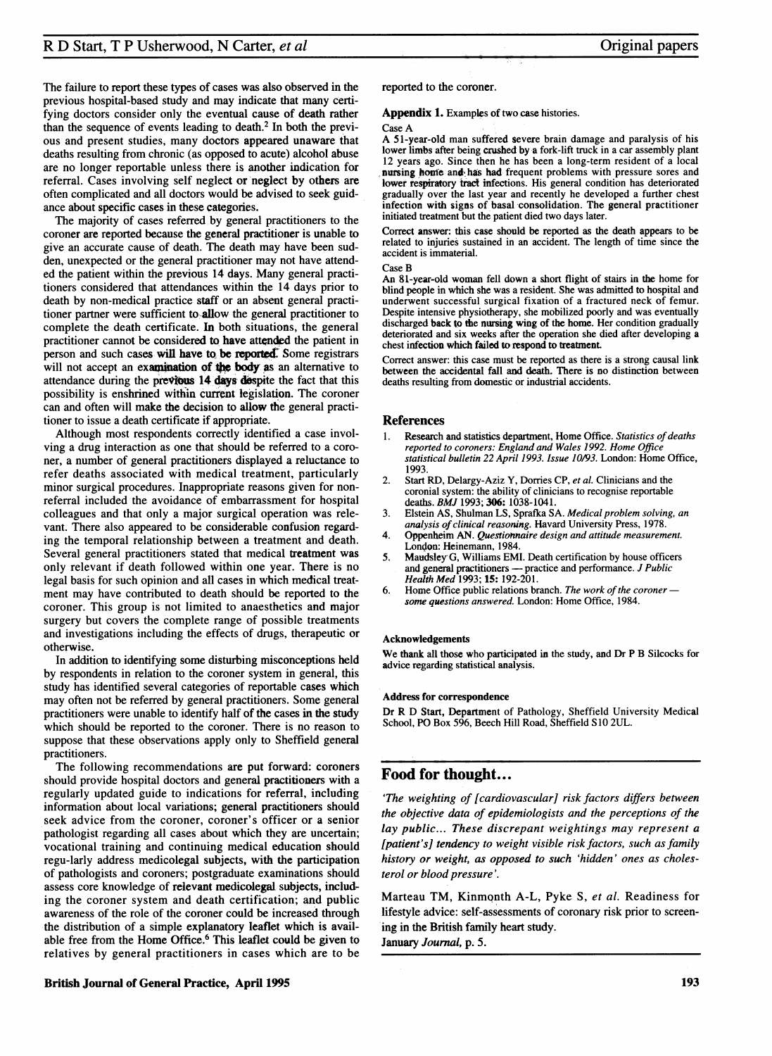The failure to report these types of cases was also observed in the previous hospital-based study and may indicate that many certifying doctors consider only the eventual cause of death rather than the sequence of events leading to death.[2] In both the previous and present studies, many doctors appeared unaware that deaths resulting from chronic (as opposed to acute) alcohol abuse are no longer reportable unless there is another indication for referral. Cases involving self neglect or neglect by others are often complicated and all doctors would be advised to seek guidance about specific cases in these categories.

The majority of cases referred by general practitioners to the coroner are reported because the general practitioner is unable to give an accurate cause of death. The death may have been sudden, unexpected or the general practitioner may not have attended the patient within the previous 14 days. Many general practitioners considered that attendances within the 14 days prior to death by non-medical practice staff or an absent general practitioner partner were sufficient to allow the general practitioner to complete the death certificate. In both situations, the general practitioner cannot be considered to have attended the patient in person and such cases will have to be reported. Some registrars will not accept an examination of the body as an alternative to attendance during the previous 14 days despite the fact that this possibility is enshrined within current legislation. The coroner can and often will make the decision to allow the general practitioner to issue a death certificate if appropriate.

Although most respondents correctly identified a case involving a drug interaction as one that should be referred to a coroner, a number of general practitioners displayed a reluctance to refer deaths associated with medical treatment, particularly minor surgical procedures. Inappropriate reasons given for non-referral included the avoidance of embarrassment for hospital colleagues and that only a major surgical operation was relevant. There also appeared to be considerable confusion regarding the temporal relationship between a treatment and death. Several general practitioners stated that medical treatment was only relevant if death followed within one year. There is no legal basis for such opinion and all cases in which medical treatment may have contributed to death should be reported to the coroner. This group is not limited to anaesthetics and major surgery but covers the complete range of possible treatments and investigations including the effects of drugs, therapeutic or otherwise.

In addition to identifying some disturbing misconceptions held by respondents in relation to the coroner system in general, this study has identified several categories of reportable cases which may often not be referred by general practitioners. Some general practitioners were unable to identify half of the cases in the study which should be reported to the coroner. There is no reason to suppose that these observations apply only to Sheffield general practitioners.

The following recommendations are put forward: coroners should provide hospital doctors and general practitioners with a regularly updated guide to indications for referral, including information about local variations; general practitioners should seek advice from the coroner, coroner's officer or a senior pathologist regarding all cases about which they are uncertain; vocational training and continuing medical education should regu-larly address medicolegal subjects, with the participation of pathologists and coroners; postgraduate examinations should assess core knowledge of relevant medicolegal subjects, including the coroner system and death certification; and public awareness of the role of the coroner could be increased through the distribution of a simple explanatory leaflet which is available free from the Home Office.[6] This leaflet could be given to relatives by general practitioners in cases which are to be reported to the coroner.

**Appendix 1.** Examples of two case histories.

Case A

A 51-year-old man suffered severe brain damage and paralysis of his lower limbs after being crushed by a fork-lift truck in a car assembly plant 12 years ago. Since then he has been a long-term resident of a local nursing home and has had frequent problems with pressure sores and lower respiratory tract infections. His general condition has deteriorated gradually over the last year and recently he developed a further chest infection with signs of basal consolidation. The general practitioner initiated treatment but the patient died two days later.

Correct answer: this case should be reported as the death appears to be related to injuries sustained in an accident. The length of time since the accident is immaterial.

Case B

An 81-year-old woman fell down a short flight of stairs in the home for blind people in which she was a resident. She was admitted to hospital and underwent successful surgical fixation of a fractured neck of femur. Despite intensive physiotherapy, she mobilized poorly and was eventually discharged back to the nursing wing of the home. Her condition gradually deteriorated and six weeks after the operation she died after developing a chest infection which failed to respond to treatment.

Correct answer: this case must be reported as there is a strong causal link between the accidental fall and death. There is no distinction between deaths resulting from domestic or industrial accidents.

## References

1. Research and statistics department, Home Office. *Statistics of deaths reported to coroners: England and Wales 1992. Home Office statistical bulletin 22 April 1993. Issue 10/93.* London: Home Office, 1993.
2. Start RD, Delargy-Aziz Y, Dorries CP, *et al.* Clinicians and the coronial system: the ability of clinicians to recognise reportable deaths. *BMJ* 1993; **306:** 1038-1041.
3. Elstein AS, Shulman LS, Sprafka SA. *Medical problem solving, an analysis of clinical reasoning.* Havard University Press, 1978.
4. Oppenheim AN. *Questionnaire design and attitude measurement.* London: Heinemann, 1984.
5. Maudsley G, Williams EMI. Death certification by house officers and general practitioners — practice and performance. *J Public Health Med* 1993; **15:** 192-201.
6. Home Office public relations branch. *The work of the coroner — some questions answered.* London: Home Office, 1984.

### Acknowledgements

We thank all those who participated in the study, and Dr P B Silcocks for advice regarding statistical analysis.

### Address for correspondence

Dr R D Start, Department of Pathology, Sheffield University Medical School, PO Box 596, Beech Hill Road, Sheffield S10 2UL.

## Food for thought...

*'The weighting of [cardiovascular] risk factors differs between the objective data of epidemiologists and the perceptions of the lay public... These discrepant weightings may represent a [patient's] tendency to weight visible risk factors, such as family history or weight, as opposed to such 'hidden' ones as cholesterol or blood pressure'.*

Marteau TM, Kinmonth A-L, Pyke S, *et al.* Readiness for lifestyle advice: self-assessments of coronary risk prior to screening in the British family heart study.
January *Journal*, p. 5.